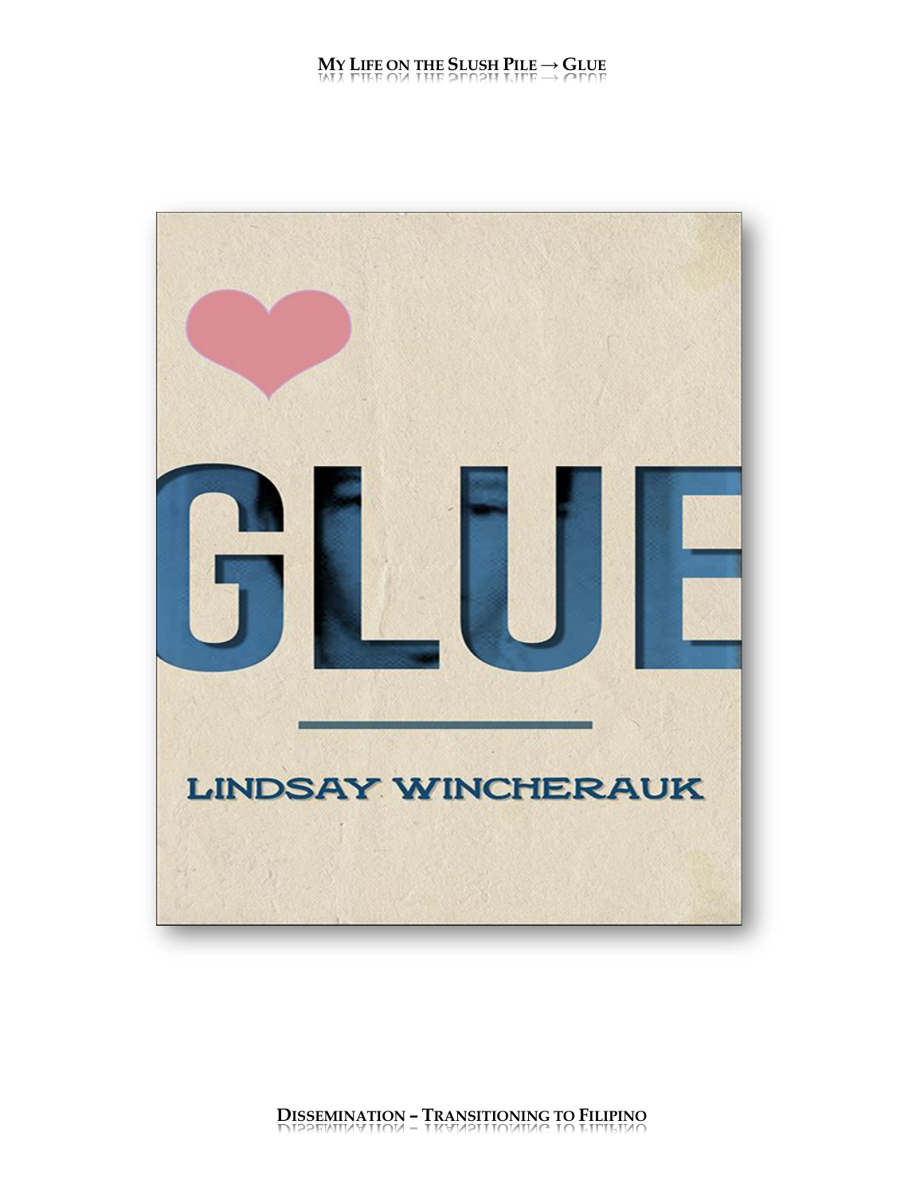# GLUE

LINDSAY WINCHERAUK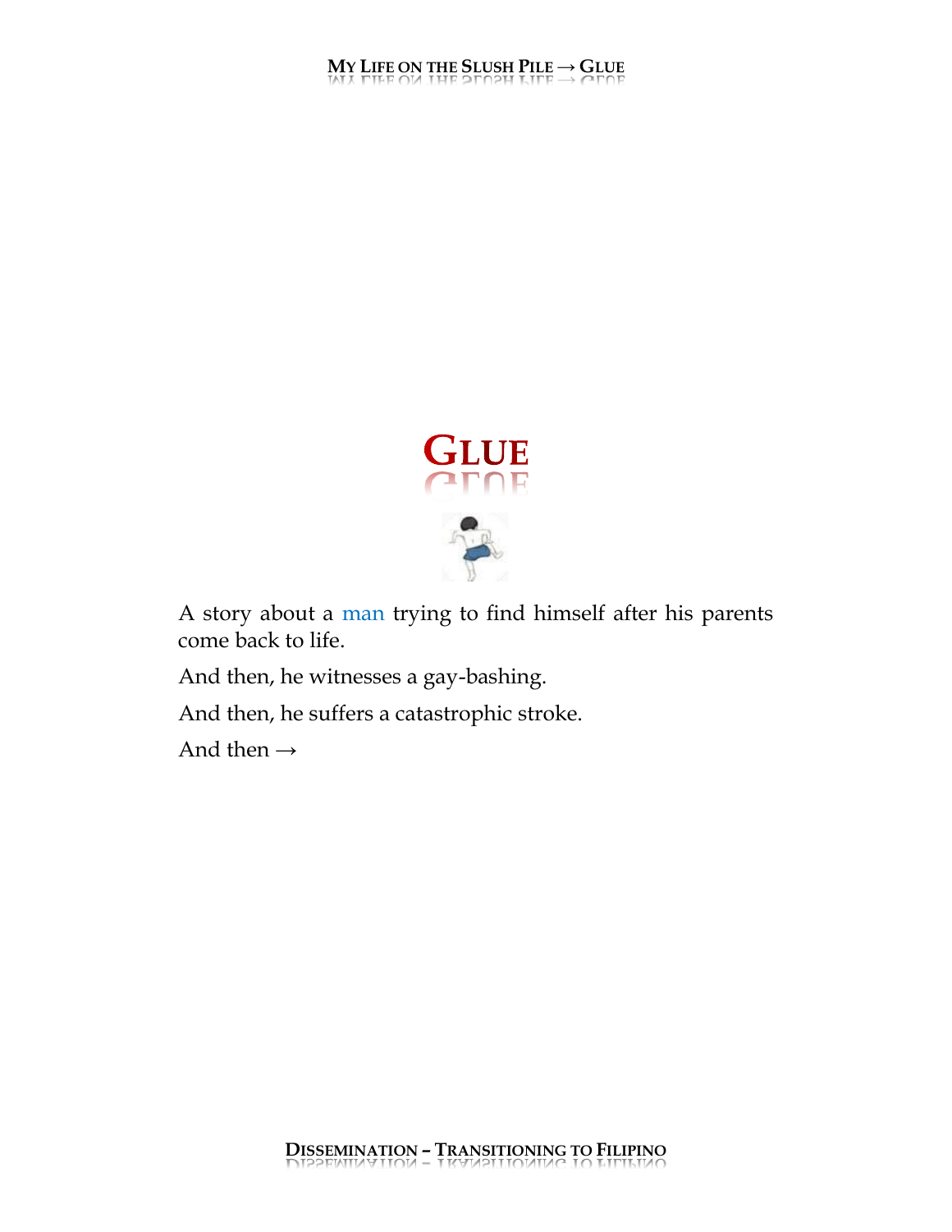# GLUE

A story about a man trying to find himself after his parents come back to life.

And then, he witnesses a gay-bashing.

And then, he suffers a catastrophic stroke.

And then →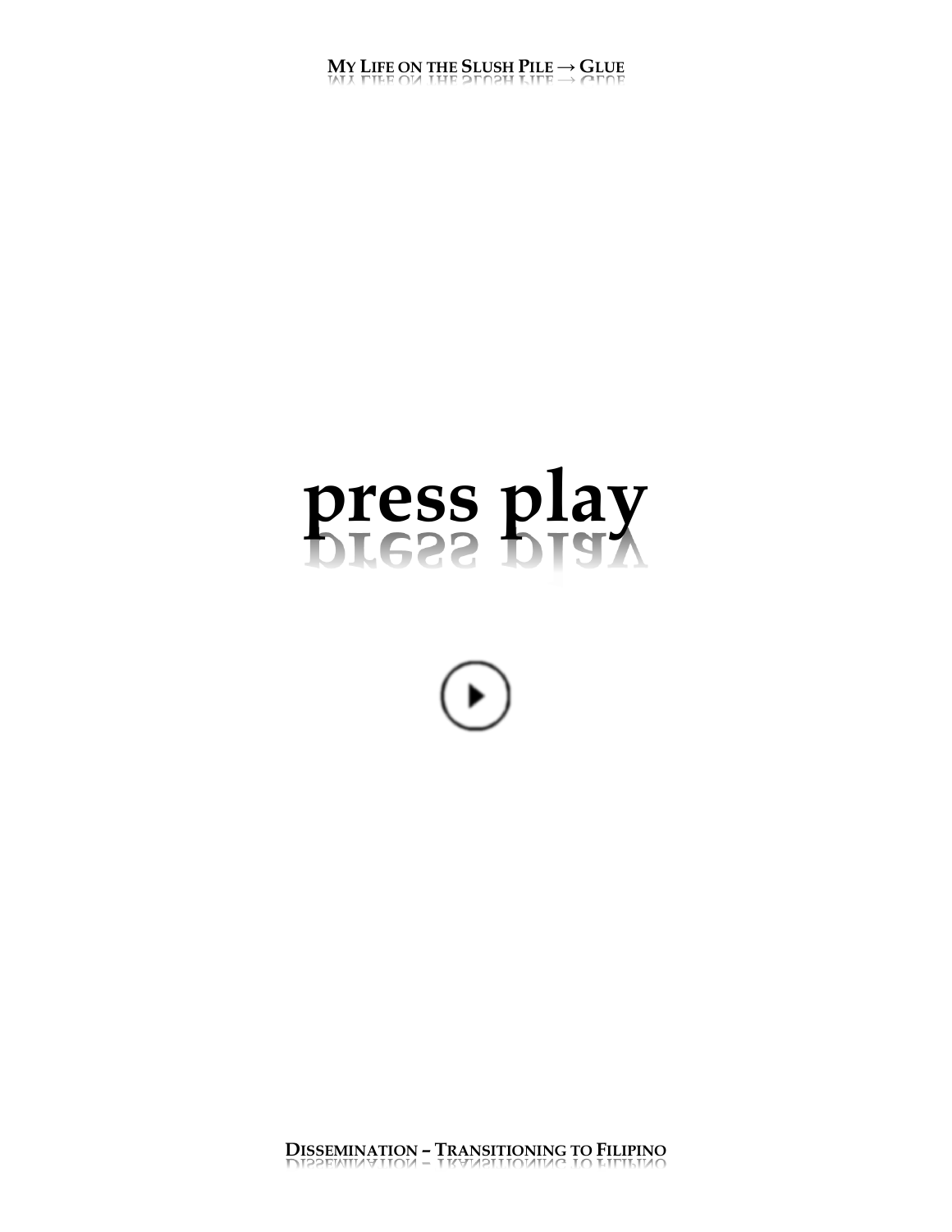# press play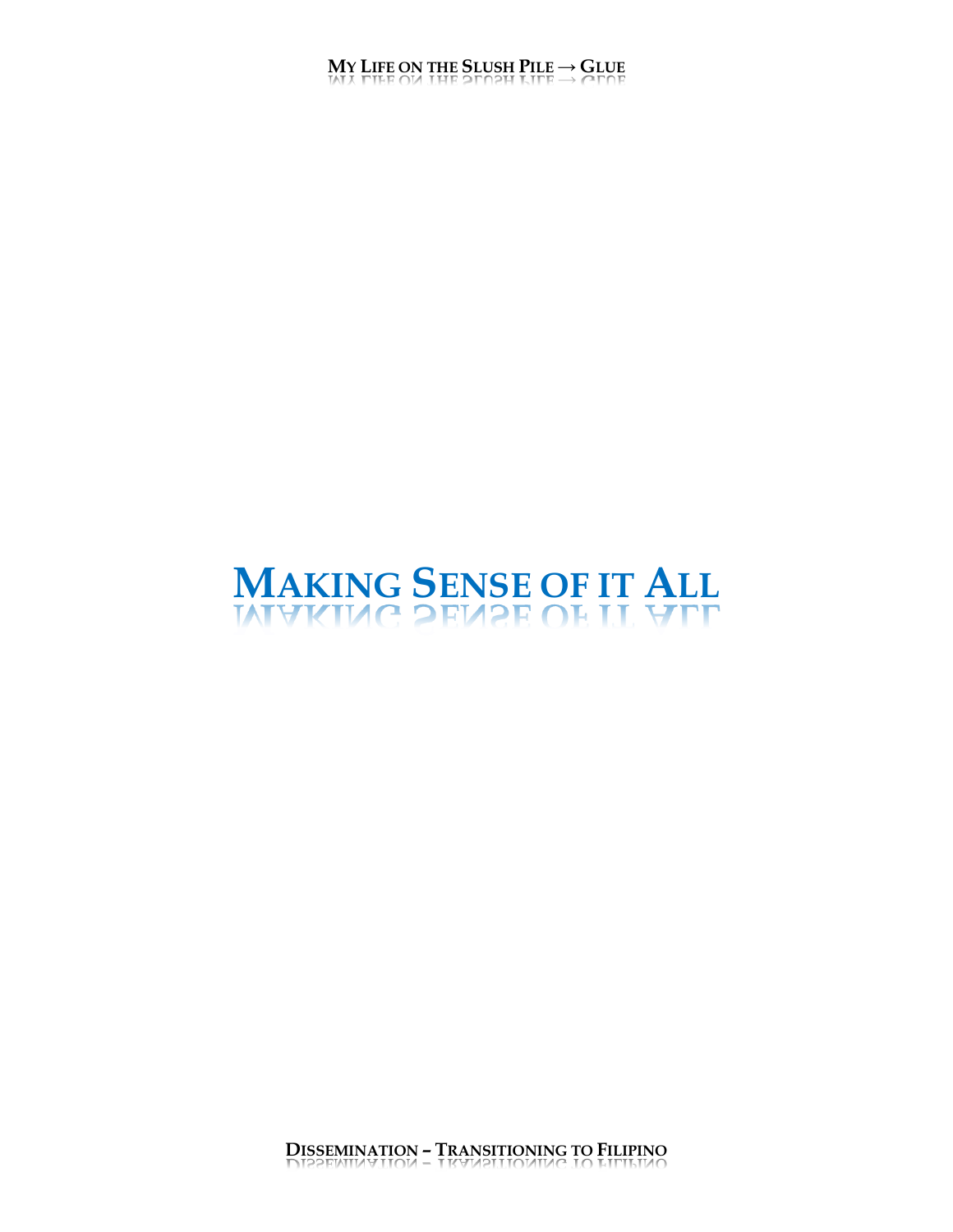# Making Sense of it All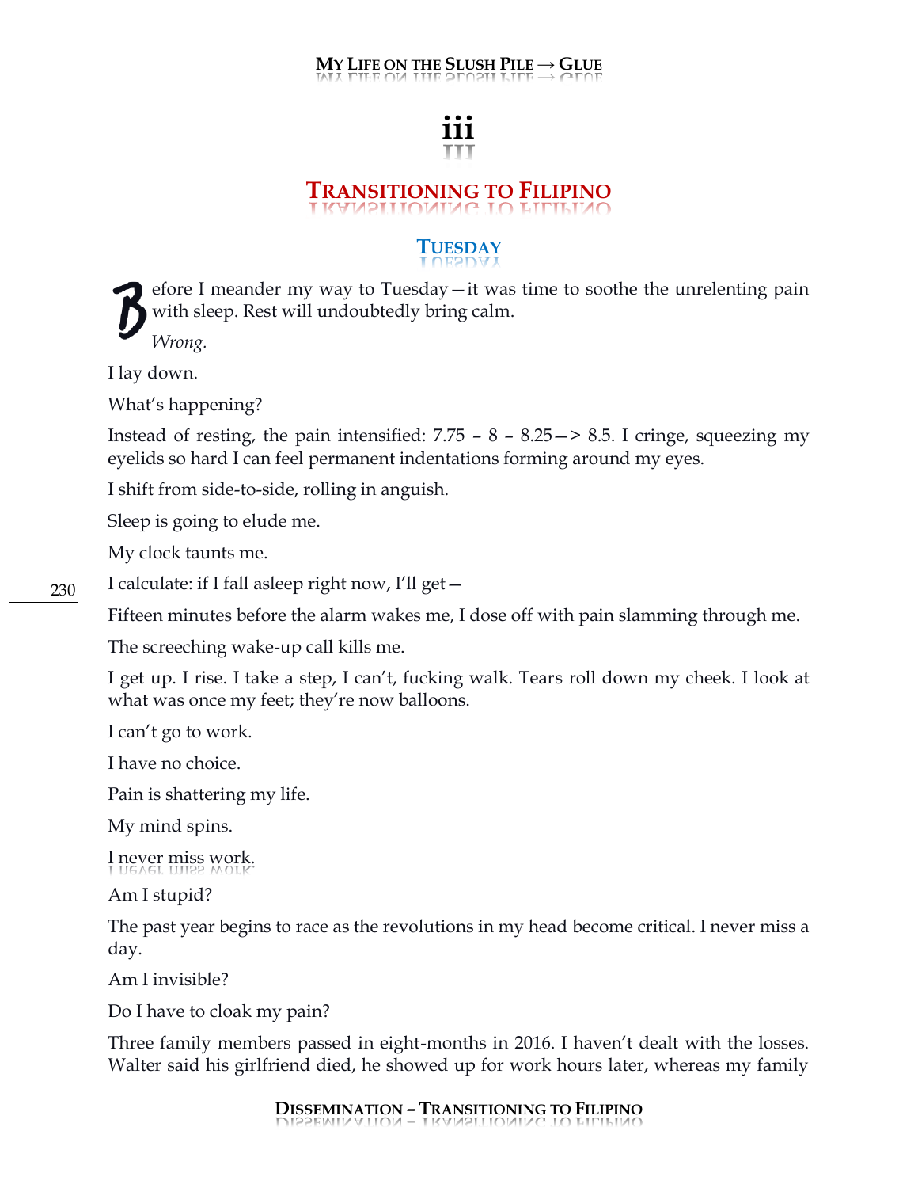# iii

## Transitioning to Filipino

### Tuesday

Before I meander my way to Tuesday—it was time to soothe the unrelenting pain with sleep. Rest will undoubtedly bring calm.

*Wrong.*

I lay down.

What's happening?

Instead of resting, the pain intensified: 7.75 – 8 – 8.25—> 8.5. I cringe, squeezing my eyelids so hard I can feel permanent indentations forming around my eyes.

I shift from side-to-side, rolling in anguish.

Sleep is going to elude me.

My clock taunts me.

I calculate: if I fall asleep right now, I'll get—

Fifteen minutes before the alarm wakes me, I dose off with pain slamming through me.

The screeching wake-up call kills me.

I get up. I rise. I take a step, I can't, fucking walk. Tears roll down my cheek. I look at what was once my feet; they're now balloons.

I can't go to work.

I have no choice.

Pain is shattering my life.

My mind spins.

I never miss work.

Am I stupid?

The past year begins to race as the revolutions in my head become critical. I never miss a day.

Am I invisible?

Do I have to cloak my pain?

Three family members passed in eight-months in 2016. I haven't dealt with the losses. Walter said his girlfriend died, he showed up for work hours later, whereas my family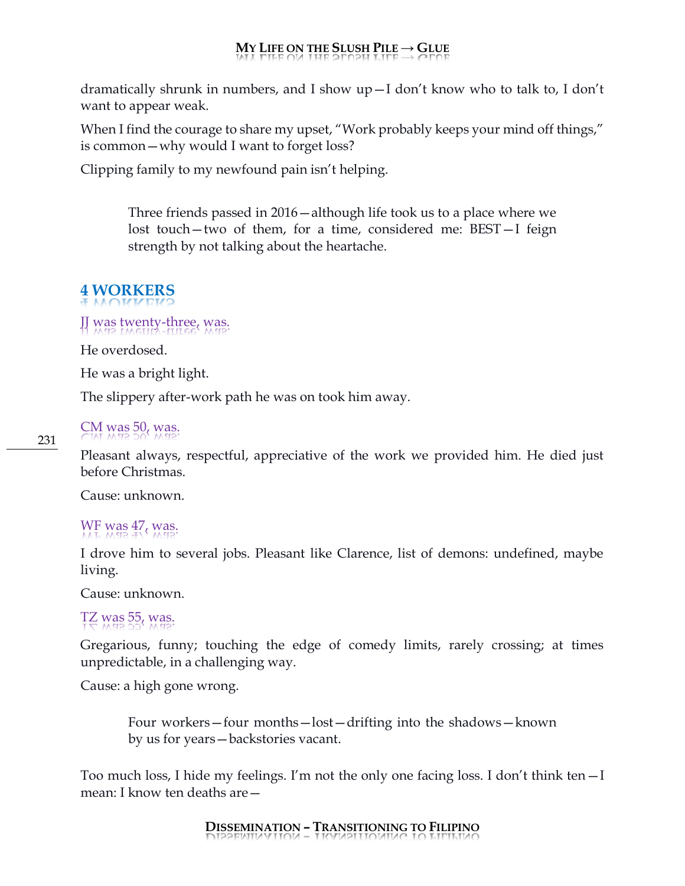dramatically shrunk in numbers, and I show up—I don't know who to talk to, I don't want to appear weak.

When I find the courage to share my upset, "Work probably keeps your mind off things," is common—why would I want to forget loss?

Clipping family to my newfound pain isn't helping.

> Three friends passed in 2016—although life took us to a place where we lost touch—two of them, for a time, considered me: BEST—I feign strength by not talking about the heartache.

## 4 WORKERS

### JJ was twenty-three, was.

He overdosed.

He was a bright light.

The slippery after-work path he was on took him away.

### CM was 50, was.

Pleasant always, respectful, appreciative of the work we provided him. He died just before Christmas.

Cause: unknown.

### WF was 47, was.

I drove him to several jobs. Pleasant like Clarence, list of demons: undefined, maybe living.

Cause: unknown.

### TZ was 55, was.

Gregarious, funny; touching the edge of comedy limits, rarely crossing; at times unpredictable, in a challenging way.

Cause: a high gone wrong.

> Four workers—four months—lost—drifting into the shadows—known by us for years—backstories vacant.

Too much loss, I hide my feelings. I'm not the only one facing loss. I don't think ten—I mean: I know ten deaths are—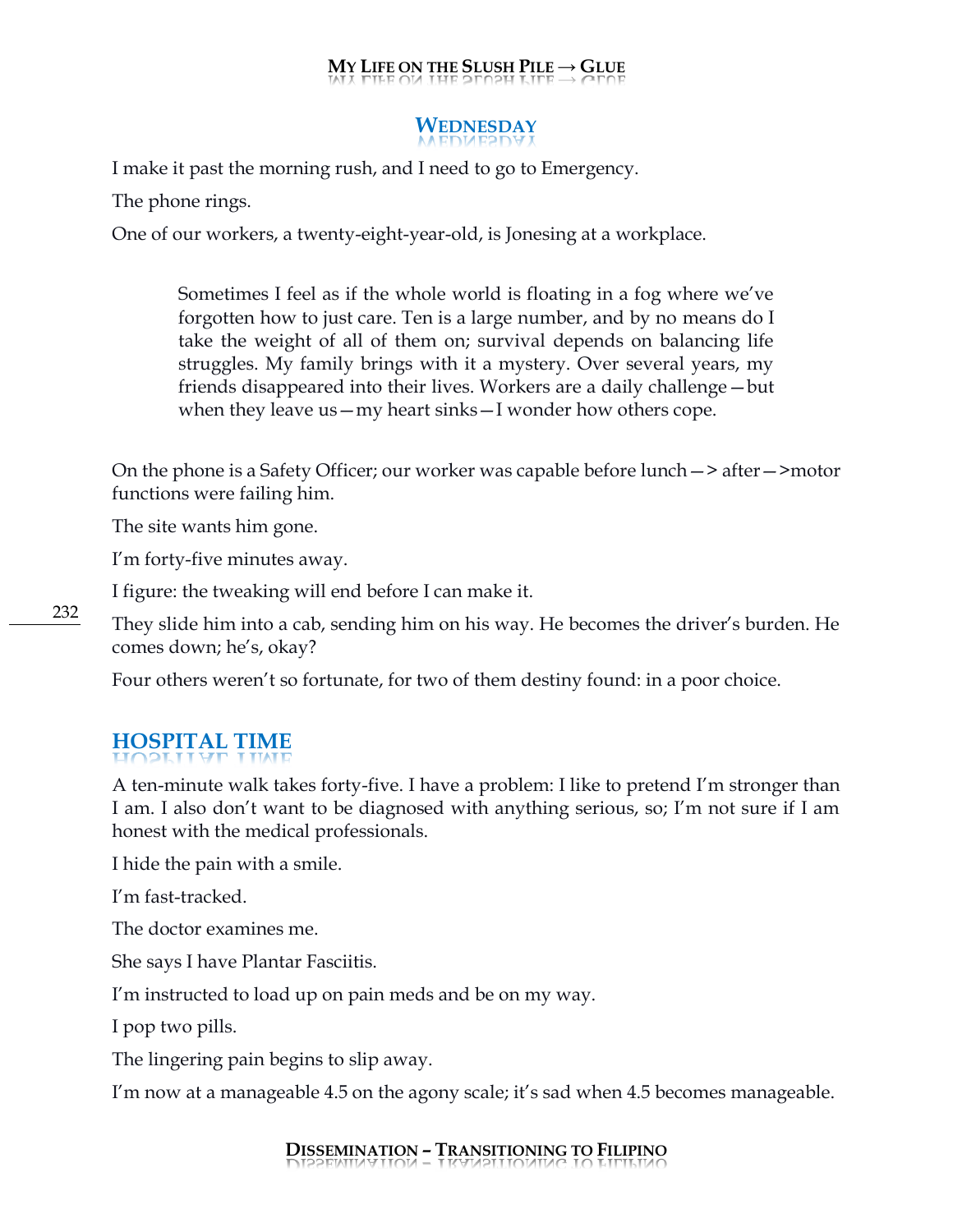## Wednesday

I make it past the morning rush, and I need to go to Emergency.

The phone rings.

One of our workers, a twenty-eight-year-old, is Jonesing at a workplace.

> Sometimes I feel as if the whole world is floating in a fog where we've forgotten how to just care. Ten is a large number, and by no means do I take the weight of all of them on; survival depends on balancing life struggles. My family brings with it a mystery. Over several years, my friends disappeared into their lives. Workers are a daily challenge—but when they leave us—my heart sinks—I wonder how others cope.

On the phone is a Safety Officer; our worker was capable before lunch—> after—>motor functions were failing him.

The site wants him gone.

I'm forty-five minutes away.

I figure: the tweaking will end before I can make it.

They slide him into a cab, sending him on his way. He becomes the driver's burden. He comes down; he's, okay?

Four others weren't so fortunate, for two of them destiny found: in a poor choice.

## Hospital Time

A ten-minute walk takes forty-five. I have a problem: I like to pretend I'm stronger than I am. I also don't want to be diagnosed with anything serious, so; I'm not sure if I am honest with the medical professionals.

I hide the pain with a smile.

I'm fast-tracked.

The doctor examines me.

She says I have Plantar Fasciitis.

I'm instructed to load up on pain meds and be on my way.

I pop two pills.

The lingering pain begins to slip away.

I'm now at a manageable 4.5 on the agony scale; it's sad when 4.5 becomes manageable.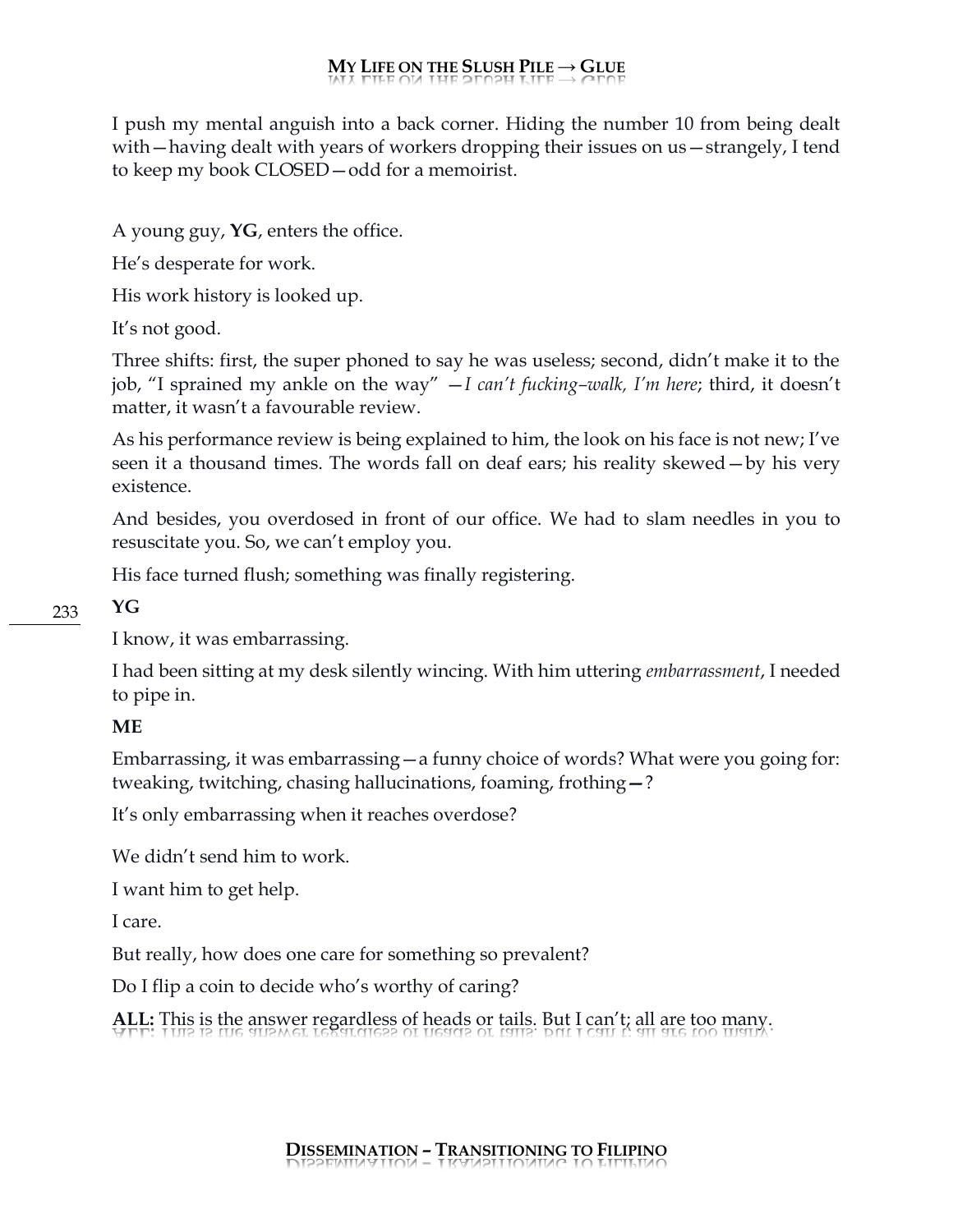I push my mental anguish into a back corner. Hiding the number 10 from being dealt with—having dealt with years of workers dropping their issues on us—strangely, I tend to keep my book CLOSED—odd for a memoirist.

A young guy, **YG**, enters the office.

He's desperate for work.

His work history is looked up.

It's not good.

Three shifts: first, the super phoned to say he was useless; second, didn't make it to the job, "I sprained my ankle on the way" —*I can't fucking–walk, I'm here*; third, it doesn't matter, it wasn't a favourable review.

As his performance review is being explained to him, the look on his face is not new; I've seen it a thousand times. The words fall on deaf ears; his reality skewed—by his very existence.

And besides, you overdosed in front of our office. We had to slam needles in you to resuscitate you. So, we can't employ you.

His face turned flush; something was finally registering.

**YG**

I know, it was embarrassing.

I had been sitting at my desk silently wincing. With him uttering *embarrassment*, I needed to pipe in.

**ME**

Embarrassing, it was embarrassing—a funny choice of words? What were you going for: tweaking, twitching, chasing hallucinations, foaming, frothing**—**?

It's only embarrassing when it reaches overdose?

We didn't send him to work.

I want him to get help.

I care.

But really, how does one care for something so prevalent?

Do I flip a coin to decide who's worthy of caring?

**ALL:** This is the answer regardless of heads or tails. But I can't; all are too many.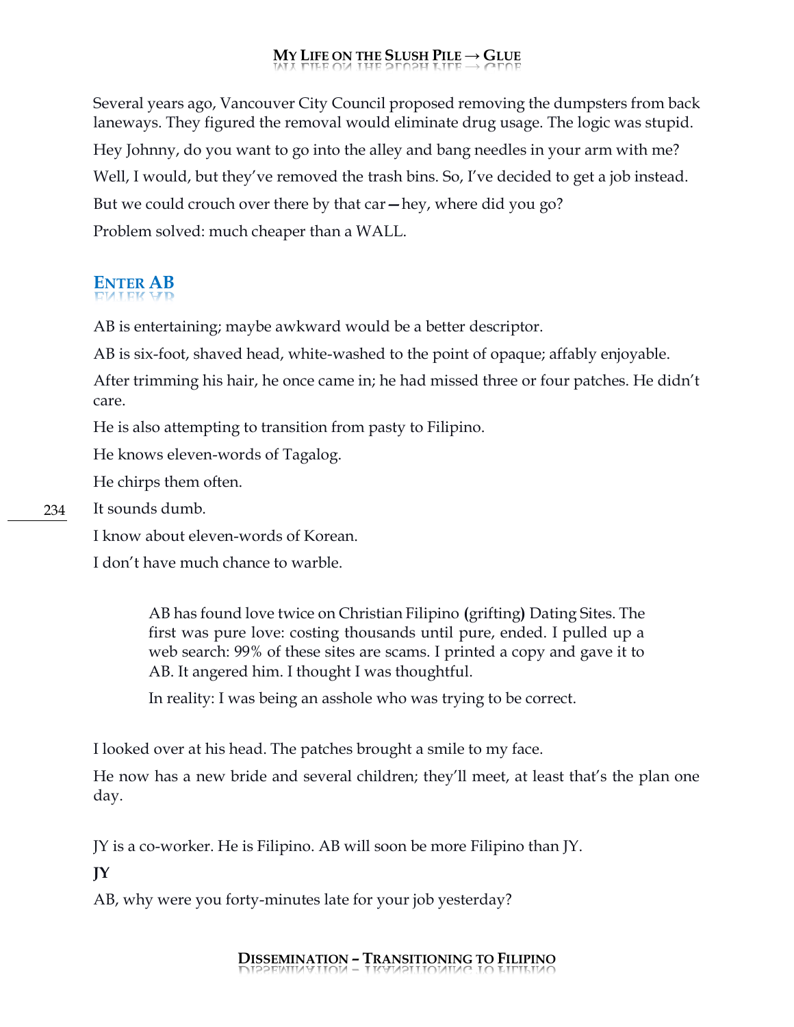Several years ago, Vancouver City Council proposed removing the dumpsters from back laneways. They figured the removal would eliminate drug usage. The logic was stupid.

Hey Johnny, do you want to go into the alley and bang needles in your arm with me?

Well, I would, but they've removed the trash bins. So, I've decided to get a job instead.

But we could crouch over there by that car—hey, where did you go?

Problem solved: much cheaper than a WALL.

## ENTER AB

AB is entertaining; maybe awkward would be a better descriptor.

AB is six-foot, shaved head, white-washed to the point of opaque; affably enjoyable.

After trimming his hair, he once came in; he had missed three or four patches. He didn't care.

He is also attempting to transition from pasty to Filipino.

He knows eleven-words of Tagalog.

He chirps them often.

It sounds dumb.

I know about eleven-words of Korean.

I don't have much chance to warble.

> AB has found love twice on Christian Filipino (grifting) Dating Sites. The first was pure love: costing thousands until pure, ended. I pulled up a web search: 99% of these sites are scams. I printed a copy and gave it to AB. It angered him. I thought I was thoughtful.
>
> In reality: I was being an asshole who was trying to be correct.

I looked over at his head. The patches brought a smile to my face.

He now has a new bride and several children; they'll meet, at least that's the plan one day.

JY is a co-worker. He is Filipino. AB will soon be more Filipino than JY.

**JY**

AB, why were you forty-minutes late for your job yesterday?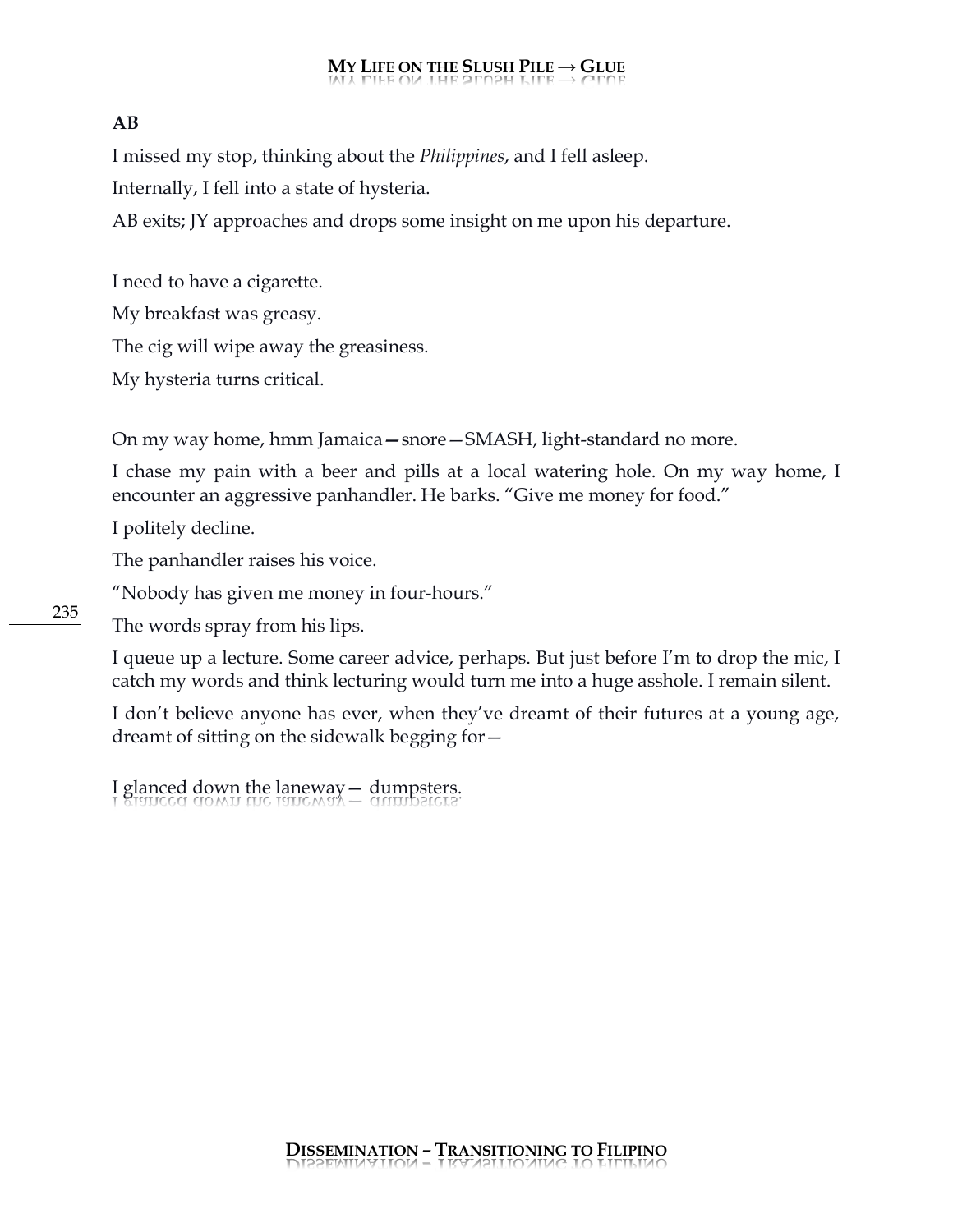**AB**

I missed my stop, thinking about the *Philippines*, and I fell asleep.

Internally, I fell into a state of hysteria.

AB exits; JY approaches and drops some insight on me upon his departure.

I need to have a cigarette.

My breakfast was greasy.

The cig will wipe away the greasiness.

My hysteria turns critical.

On my way home, hmm Jamaica—snore—SMASH, light-standard no more.

I chase my pain with a beer and pills at a local watering hole. On my way home, I encounter an aggressive panhandler. He barks. "Give me money for food."

I politely decline.

The panhandler raises his voice.

"Nobody has given me money in four-hours."

The words spray from his lips.

I queue up a lecture. Some career advice, perhaps. But just before I'm to drop the mic, I catch my words and think lecturing would turn me into a huge asshole. I remain silent.

I don't believe anyone has ever, when they've dreamt of their futures at a young age, dreamt of sitting on the sidewalk begging for—

I glanced down the laneway— dumpsters.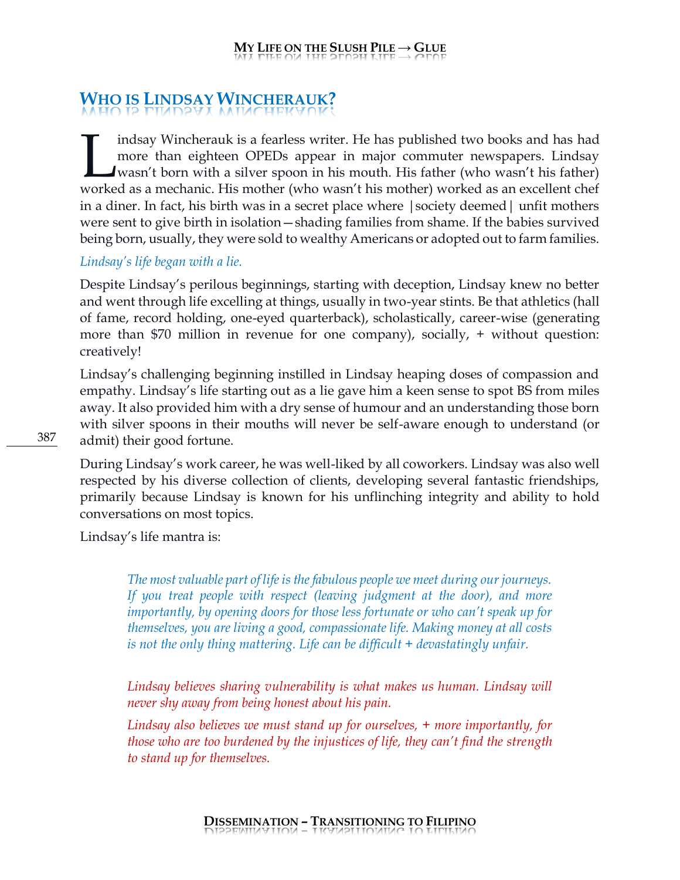## Who is Lindsay Wincherauk?

Lindsay Wincherauk is a fearless writer. He has published two books and has had more than eighteen OPEDs appear in major commuter newspapers. Lindsay wasn't born with a silver spoon in his mouth. His father (who wasn't his father) worked as a mechanic. His mother (who wasn't his mother) worked as an excellent chef in a diner. In fact, his birth was in a secret place where |society deemed| unfit mothers were sent to give birth in isolation—shading families from shame. If the babies survived being born, usually, they were sold to wealthy Americans or adopted out to farm families.

*Lindsay's life began with a lie.*

Despite Lindsay's perilous beginnings, starting with deception, Lindsay knew no better and went through life excelling at things, usually in two-year stints. Be that athletics (hall of fame, record holding, one-eyed quarterback), scholastically, career-wise (generating more than $70 million in revenue for one company), socially, + without question: creatively!

Lindsay's challenging beginning instilled in Lindsay heaping doses of compassion and empathy. Lindsay's life starting out as a lie gave him a keen sense to spot BS from miles away. It also provided him with a dry sense of humour and an understanding those born with silver spoons in their mouths will never be self-aware enough to understand (or admit) their good fortune.

During Lindsay's work career, he was well-liked by all coworkers. Lindsay was also well respected by his diverse collection of clients, developing several fantastic friendships, primarily because Lindsay is known for his unflinching integrity and ability to hold conversations on most topics.

Lindsay's life mantra is:

> *The most valuable part of life is the fabulous people we meet during our journeys. If you treat people with respect (leaving judgment at the door), and more importantly, by opening doors for those less fortunate or who can't speak up for themselves, you are living a good, compassionate life. Making money at all costs is not the only thing mattering. Life can be difficult + devastatingly unfair.*

> *Lindsay believes sharing vulnerability is what makes us human. Lindsay will never shy away from being honest about his pain.*
>
> *Lindsay also believes we must stand up for ourselves, + more importantly, for those who are too burdened by the injustices of life, they can't find the strength to stand up for themselves.*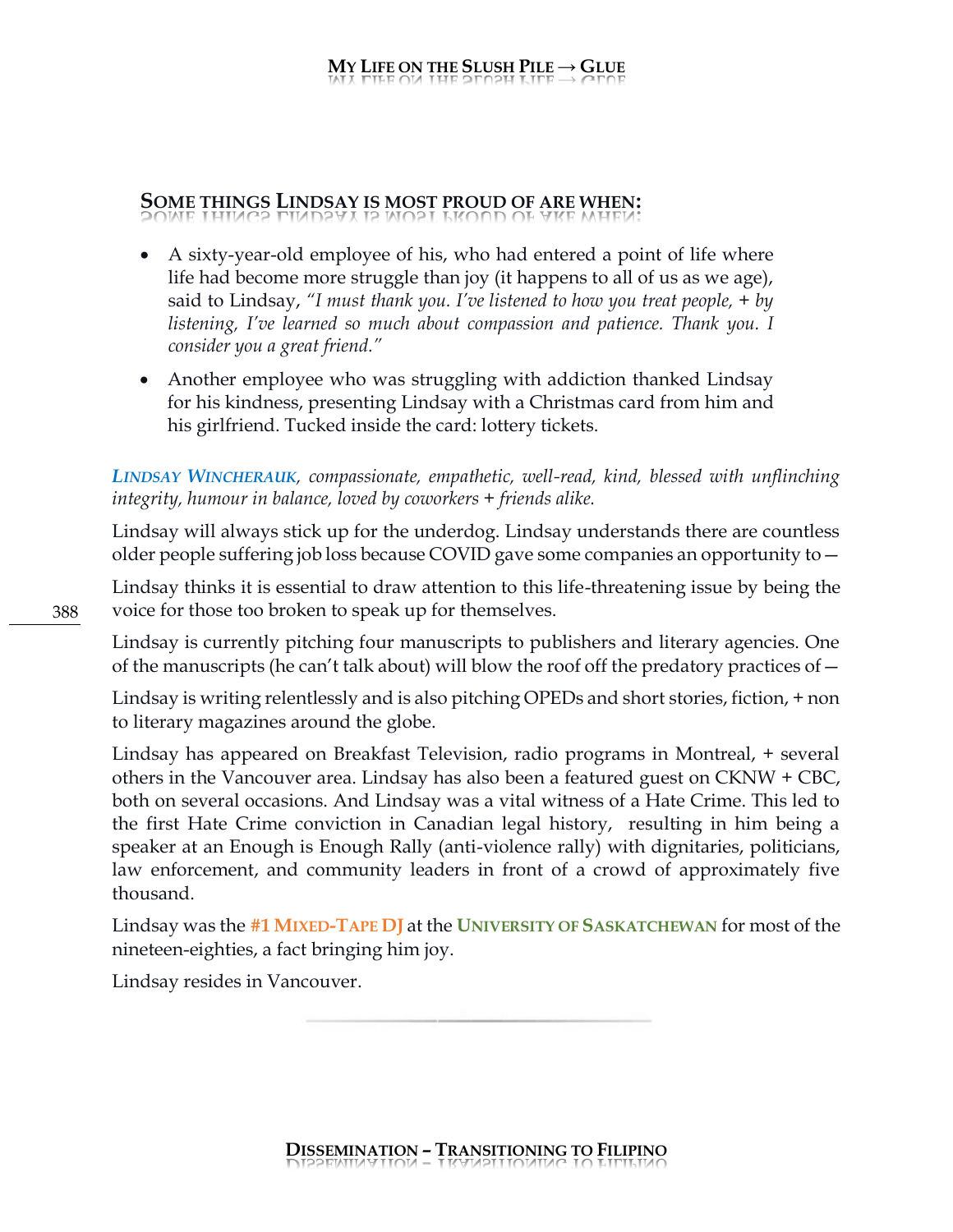## Some things Lindsay is most proud of are when:

- A sixty-year-old employee of his, who had entered a point of life where life had become more struggle than joy (it happens to all of us as we age), said to Lindsay, *"I must thank you. I've listened to how you treat people, + by listening, I've learned so much about compassion and patience. Thank you. I consider you a great friend."*
- Another employee who was struggling with addiction thanked Lindsay for his kindness, presenting Lindsay with a Christmas card from him and his girlfriend. Tucked inside the card: lottery tickets.

***Lindsay Wincherauk****, compassionate, empathetic, well-read, kind, blessed with unflinching integrity, humour in balance, loved by coworkers + friends alike.*

Lindsay will always stick up for the underdog. Lindsay understands there are countless older people suffering job loss because COVID gave some companies an opportunity to—

Lindsay thinks it is essential to draw attention to this life-threatening issue by being the voice for those too broken to speak up for themselves.

Lindsay is currently pitching four manuscripts to publishers and literary agencies. One of the manuscripts (he can't talk about) will blow the roof off the predatory practices of—

Lindsay is writing relentlessly and is also pitching OPEDs and short stories, fiction, + non to literary magazines around the globe.

Lindsay has appeared on Breakfast Television, radio programs in Montreal, + several others in the Vancouver area. Lindsay has also been a featured guest on CKNW + CBC, both on several occasions. And Lindsay was a vital witness of a Hate Crime. This led to the first Hate Crime conviction in Canadian legal history, resulting in him being a speaker at an Enough is Enough Rally (anti-violence rally) with dignitaries, politicians, law enforcement, and community leaders in front of a crowd of approximately five thousand.

Lindsay was the **#1 Mixed-Tape DJ** at the **University of Saskatchewan** for most of the nineteen-eighties, a fact bringing him joy.

Lindsay resides in Vancouver.